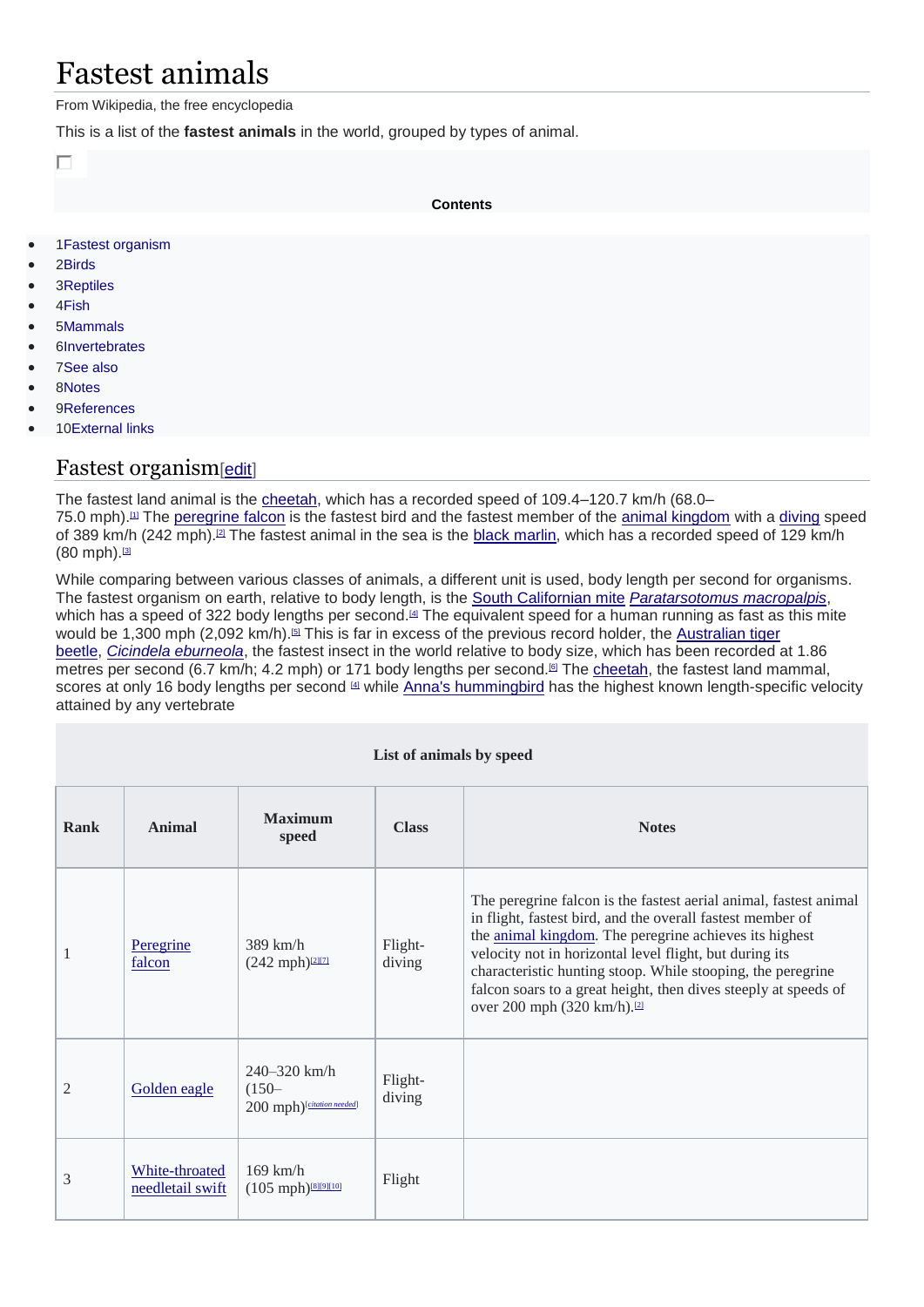# Fastest animals

From Wikipedia, the free encyclopedia

This is a list of the **fastest animals** in the world, grouped by types of animal.

**Contents**

- 1Fastest organism
- 2Birds
- 3Reptiles
- 4Fish
- 5Mammals
- 6Invertebrates
- 7See also
- 8Notes
- 9References
- 10External links

## Fastest organism[edit]

The fastest land animal is the cheetah, which has a recorded speed of 109.4–120.7 km/h (68.0–75.0 mph).[1] The peregrine falcon is the fastest bird and the fastest member of the animal kingdom with a diving speed of 389 km/h (242 mph).[2] The fastest animal in the sea is the black marlin, which has a recorded speed of 129 km/h (80 mph).[3]

While comparing between various classes of animals, a different unit is used, body length per second for organisms. The fastest organism on earth, relative to body length, is the South Californian mite *Paratarsotomus macropalpis*, which has a speed of 322 body lengths per second.[4] The equivalent speed for a human running as fast as this mite would be 1,300 mph (2,092 km/h).[5] This is far in excess of the previous record holder, the Australian tiger beetle, *Cicindela eburneola*, the fastest insect in the world relative to body size, which has been recorded at 1.86 metres per second (6.7 km/h; 4.2 mph) or 171 body lengths per second.[6] The cheetah, the fastest land mammal, scores at only 16 body lengths per second [4] while Anna's hummingbird has the highest known length-specific velocity attained by any vertebrate

**List of animals by speed**

| Rank | Animal | Maximum speed | Class | Notes |
|---|---|---|---|---|
| 1 | Peregrine falcon | 389 km/h (242 mph)[2][7] | Flight-diving | The peregrine falcon is the fastest aerial animal, fastest animal in flight, fastest bird, and the overall fastest member of the animal kingdom. The peregrine achieves its highest velocity not in horizontal level flight, but during its characteristic hunting stoop. While stooping, the peregrine falcon soars to a great height, then dives steeply at speeds of over 200 mph (320 km/h).[2] |
| 2 | Golden eagle | 240–320 km/h (150–200 mph)[citation needed] | Flight-diving | |
| 3 | White-throated needletail swift | 169 km/h (105 mph)[8][9][10] | Flight | |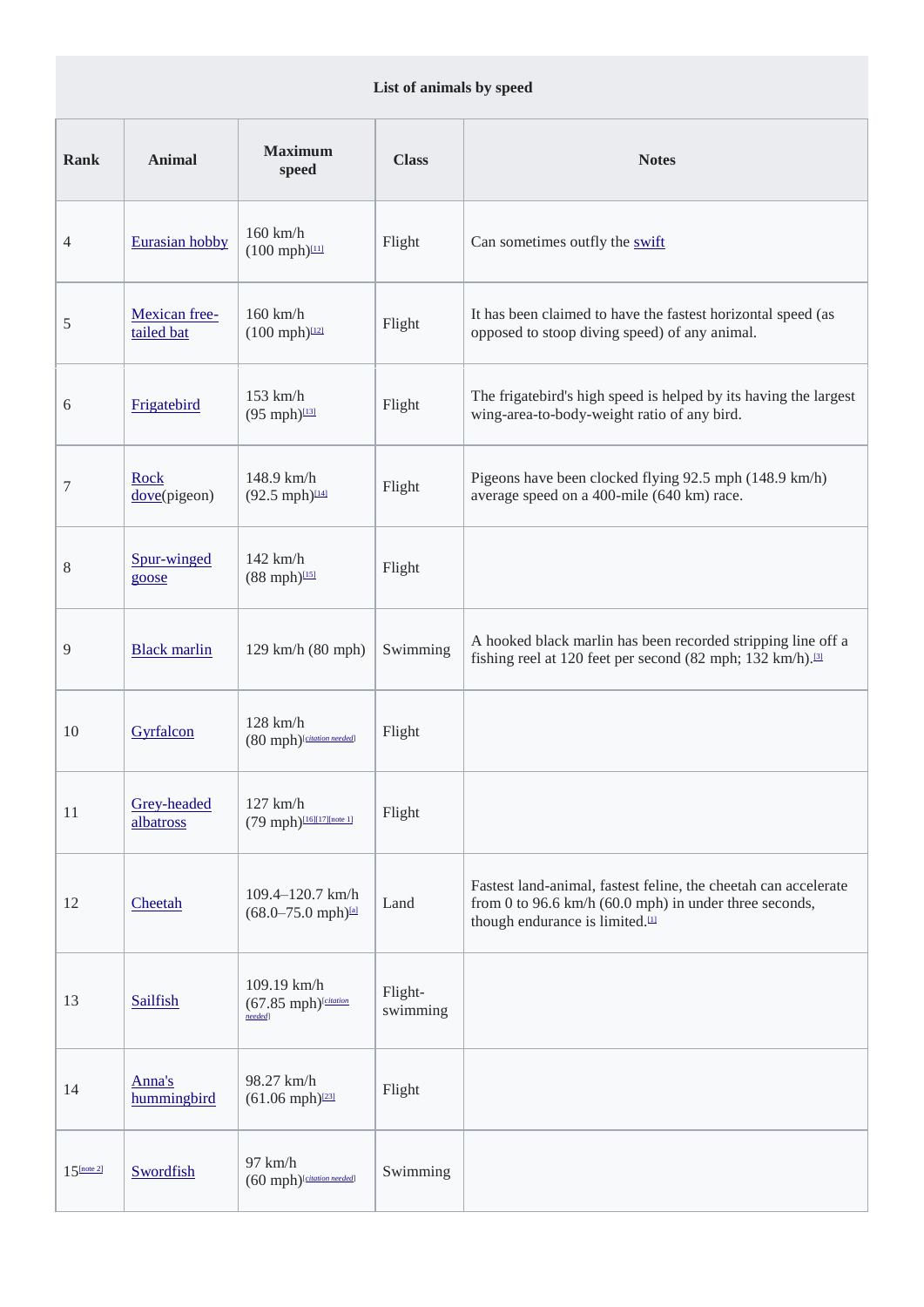| List of animals by speed | | | | |
|---|---|---|---|---|
| **Rank** | **Animal** | **Maximum speed** | **Class** | **Notes** |
| 4 | Eurasian hobby | 160 km/h (100 mph)[11] | Flight | Can sometimes outfly the swift |
| 5 | Mexican free-tailed bat | 160 km/h (100 mph)[12] | Flight | It has been claimed to have the fastest horizontal speed (as opposed to stoop diving speed) of any animal. |
| 6 | Frigatebird | 153 km/h (95 mph)[13] | Flight | The frigatebird's high speed is helped by its having the largest wing-area-to-body-weight ratio of any bird. |
| 7 | Rock dove(pigeon) | 148.9 km/h (92.5 mph)[14] | Flight | Pigeons have been clocked flying 92.5 mph (148.9 km/h) average speed on a 400-mile (640 km) race. |
| 8 | Spur-winged goose | 142 km/h (88 mph)[15] | Flight | |
| 9 | Black marlin | 129 km/h (80 mph) | Swimming | A hooked black marlin has been recorded stripping line off a fishing reel at 120 feet per second (82 mph; 132 km/h).[3] |
| 10 | Gyrfalcon | 128 km/h (80 mph)[citation needed] | Flight | |
| 11 | Grey-headed albatross | 127 km/h (79 mph)[16][17][note 1] | Flight | |
| 12 | Cheetah | 109.4–120.7 km/h (68.0–75.0 mph)[a] | Land | Fastest land-animal, fastest feline, the cheetah can accelerate from 0 to 96.6 km/h (60.0 mph) in under three seconds, though endurance is limited.[1] |
| 13 | Sailfish | 109.19 km/h (67.85 mph)[citation needed] | Flight-swimming | |
| 14 | Anna's hummingbird | 98.27 km/h (61.06 mph)[23] | Flight | |
| 15[note 2] | Swordfish | 97 km/h (60 mph)[citation needed] | Swimming | |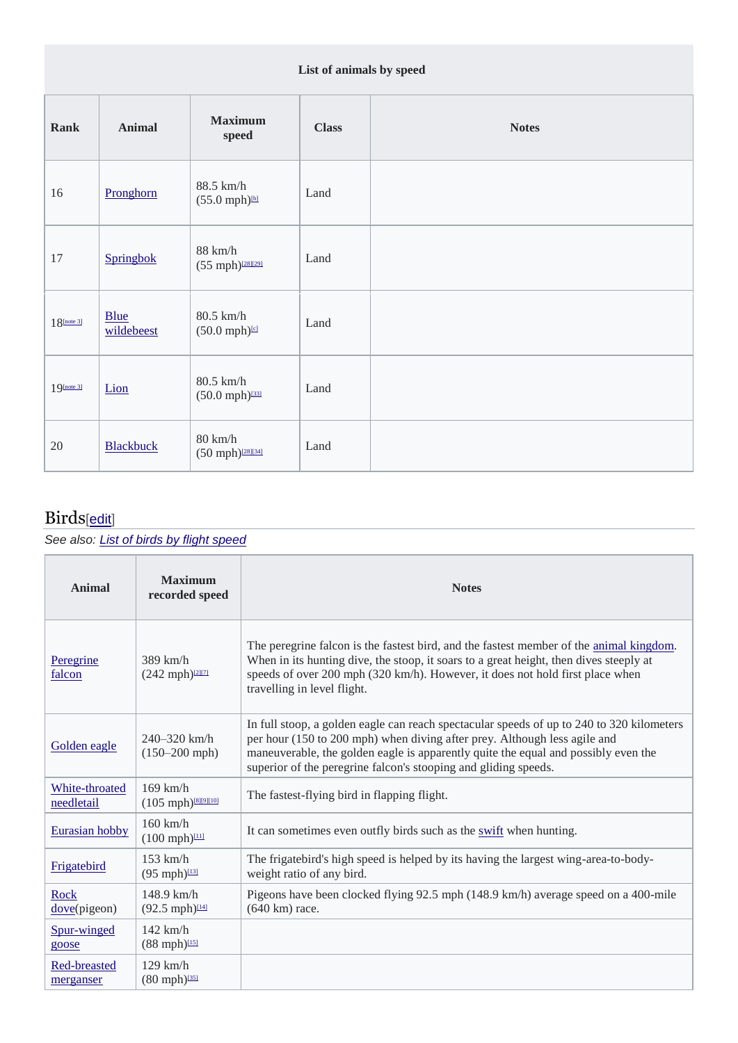| List of animals by speed | | | | |
|---|---|---|---|---|
| **Rank** | **Animal** | **Maximum speed** | **Class** | **Notes** |
| 16 | Pronghorn | 88.5 km/h (55.0 mph)[b] | Land | |
| 17 | Springbok | 88 km/h (55 mph)[28][29] | Land | |
| 18[note 3] | Blue wildebeest | 80.5 km/h (50.0 mph)[c] | Land | |
| 19[note 3] | Lion | 80.5 km/h (50.0 mph)[33] | Land | |
| 20 | Blackbuck | 80 km/h (50 mph)[28][34] | Land | |

## Birds[edit]

*See also: List of birds by flight speed*

| Animal | Maximum recorded speed | Notes |
|---|---|---|
| Peregrine falcon | 389 km/h (242 mph)[2][7] | The peregrine falcon is the fastest bird, and the fastest member of the animal kingdom. When in its hunting dive, the stoop, it soars to a great height, then dives steeply at speeds of over 200 mph (320 km/h). However, it does not hold first place when travelling in level flight. |
| Golden eagle | 240–320 km/h (150–200 mph) | In full stoop, a golden eagle can reach spectacular speeds of up to 240 to 320 kilometers per hour (150 to 200 mph) when diving after prey. Although less agile and maneuverable, the golden eagle is apparently quite the equal and possibly even the superior of the peregrine falcon's stooping and gliding speeds. |
| White-throated needletail | 169 km/h (105 mph)[8][9][10] | The fastest-flying bird in flapping flight. |
| Eurasian hobby | 160 km/h (100 mph)[11] | It can sometimes even outfly birds such as the swift when hunting. |
| Frigatebird | 153 km/h (95 mph)[13] | The frigatebird's high speed is helped by its having the largest wing-area-to-body-weight ratio of any bird. |
| Rock dove(pigeon) | 148.9 km/h (92.5 mph)[14] | Pigeons have been clocked flying 92.5 mph (148.9 km/h) average speed on a 400-mile (640 km) race. |
| Spur-winged goose | 142 km/h (88 mph)[15] | |
| Red-breasted merganser | 129 km/h (80 mph)[35] | |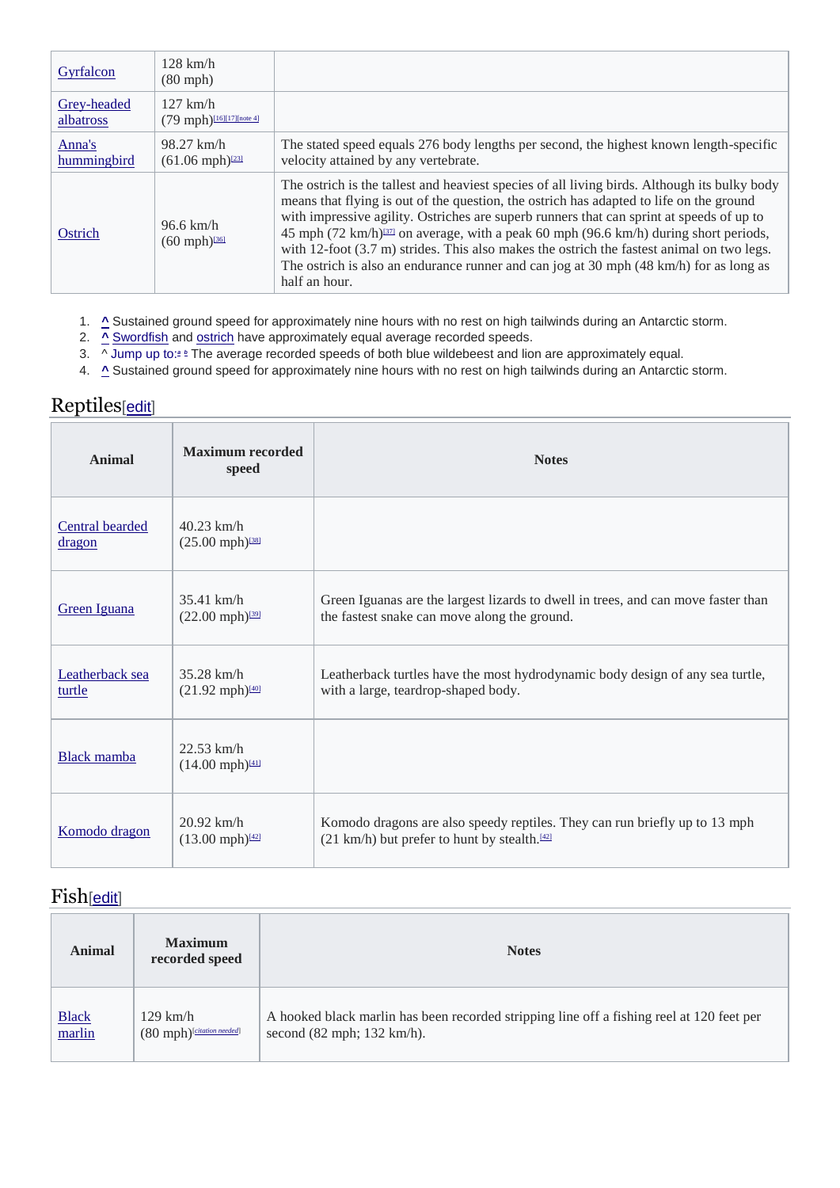| | | |
|---|---|---|
| Gyrfalcon | 128 km/h (80 mph) | |
| Grey-headed albatross | 127 km/h (79 mph)[16][17][note 4] | |
| Anna's hummingbird | 98.27 km/h (61.06 mph)[23] | The stated speed equals 276 body lengths per second, the highest known length-specific velocity attained by any vertebrate. |
| Ostrich | 96.6 km/h (60 mph)[36] | The ostrich is the tallest and heaviest species of all living birds. Although its bulky body means that flying is out of the question, the ostrich has adapted to life on the ground with impressive agility. Ostriches are superb runners that can sprint at speeds of up to 45 mph (72 km/h)[37] on average, with a peak 60 mph (96.6 km/h) during short periods, with 12-foot (3.7 m) strides. This also makes the ostrich the fastest animal on two legs. The ostrich is also an endurance runner and can jog at 30 mph (48 km/h) for as long as half an hour. |

1. ^ Sustained ground speed for approximately nine hours with no rest on high tailwinds during an Antarctic storm.
2. ^ Swordfish and ostrich have approximately equal average recorded speeds.
3. ^ Jump up to:a b The average recorded speeds of both blue wildebeest and lion are approximately equal.
4. ^ Sustained ground speed for approximately nine hours with no rest on high tailwinds during an Antarctic storm.

## Reptiles[edit]

| Animal | Maximum recorded speed | Notes |
|---|---|---|
| Central bearded dragon | 40.23 km/h (25.00 mph)[38] | |
| Green Iguana | 35.41 km/h (22.00 mph)[39] | Green Iguanas are the largest lizards to dwell in trees, and can move faster than the fastest snake can move along the ground. |
| Leatherback sea turtle | 35.28 km/h (21.92 mph)[40] | Leatherback turtles have the most hydrodynamic body design of any sea turtle, with a large, teardrop-shaped body. |
| Black mamba | 22.53 km/h (14.00 mph)[41] | |
| Komodo dragon | 20.92 km/h (13.00 mph)[42] | Komodo dragons are also speedy reptiles. They can run briefly up to 13 mph (21 km/h) but prefer to hunt by stealth.[42] |

## Fish[edit]

| Animal | Maximum recorded speed | Notes |
|---|---|---|
| Black marlin | 129 km/h (80 mph)[citation needed] | A hooked black marlin has been recorded stripping line off a fishing reel at 120 feet per second (82 mph; 132 km/h). |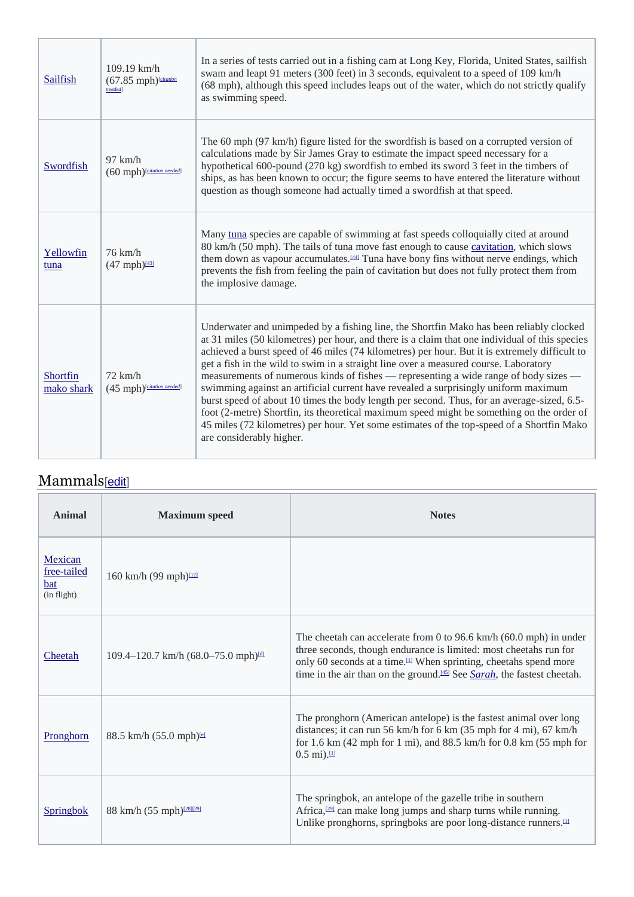| | | |
|---|---|---|
| Sailfish | 109.19 km/h (67.85 mph)[citation needed] | In a series of tests carried out in a fishing cam at Long Key, Florida, United States, sailfish swam and leapt 91 meters (300 feet) in 3 seconds, equivalent to a speed of 109 km/h (68 mph), although this speed includes leaps out of the water, which do not strictly qualify as swimming speed. |
| Swordfish | 97 km/h (60 mph)[citation needed] | The 60 mph (97 km/h) figure listed for the swordfish is based on a corrupted version of calculations made by Sir James Gray to estimate the impact speed necessary for a hypothetical 600-pound (270 kg) swordfish to embed its sword 3 feet in the timbers of ships, as has been known to occur; the figure seems to have entered the literature without question as though someone had actually timed a swordfish at that speed. |
| Yellowfin tuna | 76 km/h (47 mph)[43] | Many tuna species are capable of swimming at fast speeds colloquially cited at around 80 km/h (50 mph). The tails of tuna move fast enough to cause cavitation, which slows them down as vapour accumulates.[44] Tuna have bony fins without nerve endings, which prevents the fish from feeling the pain of cavitation but does not fully protect them from the implosive damage. |
| Shortfin mako shark | 72 km/h (45 mph)[citation needed] | Underwater and unimpeded by a fishing line, the Shortfin Mako has been reliably clocked at 31 miles (50 kilometres) per hour, and there is a claim that one individual of this species achieved a burst speed of 46 miles (74 kilometres) per hour. But it is extremely difficult to get a fish in the wild to swim in a straight line over a measured course. Laboratory measurements of numerous kinds of fishes — representing a wide range of body sizes — swimming against an artificial current have revealed a surprisingly uniform maximum burst speed of about 10 times the body length per second. Thus, for an average-sized, 6.5-foot (2-metre) Shortfin, its theoretical maximum speed might be something on the order of 45 miles (72 kilometres) per hour. Yet some estimates of the top-speed of a Shortfin Mako are considerably higher. |

## Mammals[edit]

| Animal | Maximum speed | Notes |
|---|---|---|
| Mexican free-tailed bat (in flight) | 160 km/h (99 mph)[12] | |
| Cheetah | 109.4–120.7 km/h (68.0–75.0 mph)[d] | The cheetah can accelerate from 0 to 96.6 km/h (60.0 mph) in under three seconds, though endurance is limited: most cheetahs run for only 60 seconds at a time.[1] When sprinting, cheetahs spend more time in the air than on the ground.[45] See *Sarah*, the fastest cheetah. |
| Pronghorn | 88.5 km/h (55.0 mph)[e] | The pronghorn (American antelope) is the fastest animal over long distances; it can run 56 km/h for 6 km (35 mph for 4 mi), 67 km/h for 1.6 km (42 mph for 1 mi), and 88.5 km/h for 0.8 km (55 mph for 0.5 mi).[1] |
| Springbok | 88 km/h (55 mph)[28][29] | The springbok, an antelope of the gazelle tribe in southern Africa,[29] can make long jumps and sharp turns while running. Unlike pronghorns, springboks are poor long-distance runners.[1] |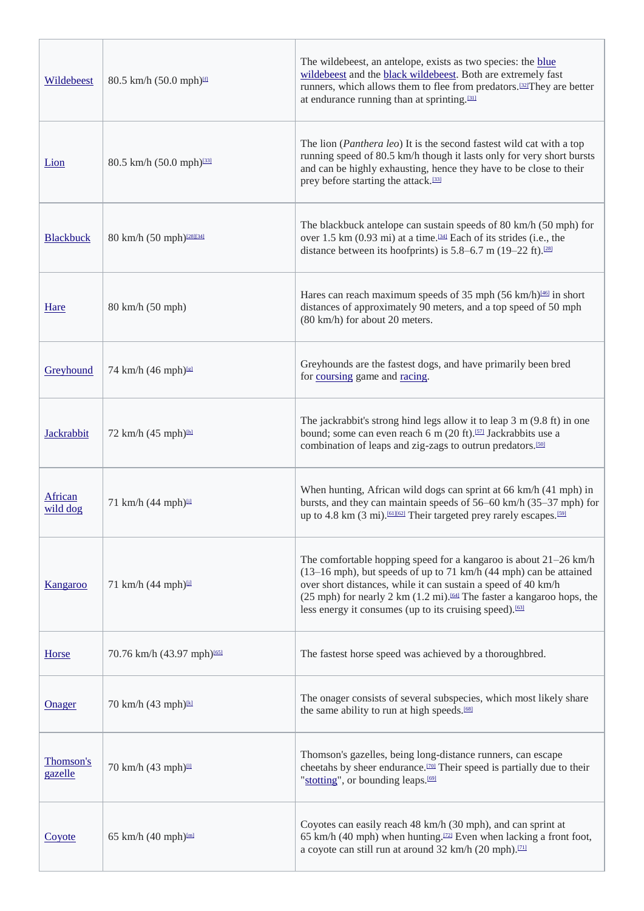| | | |
|---|---|---|
| Wildebeest | 80.5 km/h (50.0 mph)[f] | The wildebeest, an antelope, exists as two species: the blue wildebeest and the black wildebeest. Both are extremely fast runners, which allows them to flee from predators.[32] They are better at endurance running than at sprinting.[31] |
| Lion | 80.5 km/h (50.0 mph)[33] | The lion (*Panthera leo*) It is the second fastest wild cat with a top running speed of 80.5 km/h though it lasts only for very short bursts and can be highly exhausting, hence they have to be close to their prey before starting the attack.[33] |
| Blackbuck | 80 km/h (50 mph)[28][34] | The blackbuck antelope can sustain speeds of 80 km/h (50 mph) for over 1.5 km (0.93 mi) at a time.[34] Each of its strides (i.e., the distance between its hoofprints) is 5.8–6.7 m (19–22 ft).[28] |
| Hare | 80 km/h (50 mph) | Hares can reach maximum speeds of 35 mph (56 km/h)[46] in short distances of approximately 90 meters, and a top speed of 50 mph (80 km/h) for about 20 meters. |
| Greyhound | 74 km/h (46 mph)[g] | Greyhounds are the fastest dogs, and have primarily been bred for coursing game and racing. |
| Jackrabbit | 72 km/h (45 mph)[h] | The jackrabbit's strong hind legs allow it to leap 3 m (9.8 ft) in one bound; some can even reach 6 m (20 ft).[57] Jackrabbits use a combination of leaps and zig-zags to outrun predators.[50] |
| African wild dog | 71 km/h (44 mph)[i] | When hunting, African wild dogs can sprint at 66 km/h (41 mph) in bursts, and they can maintain speeds of 56–60 km/h (35–37 mph) for up to 4.8 km (3 mi).[61][62] Their targeted prey rarely escapes.[59] |
| Kangaroo | 71 km/h (44 mph)[j] | The comfortable hopping speed for a kangaroo is about 21–26 km/h (13–16 mph), but speeds of up to 71 km/h (44 mph) can be attained over short distances, while it can sustain a speed of 40 km/h (25 mph) for nearly 2 km (1.2 mi).[64] The faster a kangaroo hops, the less energy it consumes (up to its cruising speed).[63] |
| Horse | 70.76 km/h (43.97 mph)[65] | The fastest horse speed was achieved by a thoroughbred. |
| Onager | 70 km/h (43 mph)[k] | The onager consists of several subspecies, which most likely share the same ability to run at high speeds.[68] |
| Thomson's gazelle | 70 km/h (43 mph)[l] | Thomson's gazelles, being long-distance runners, can escape cheetahs by sheer endurance.[70] Their speed is partially due to their "stotting", or bounding leaps.[69] |
| Coyote | 65 km/h (40 mph)[m] | Coyotes can easily reach 48 km/h (30 mph), and can sprint at 65 km/h (40 mph) when hunting.[72] Even when lacking a front foot, a coyote can still run at around 32 km/h (20 mph).[71] |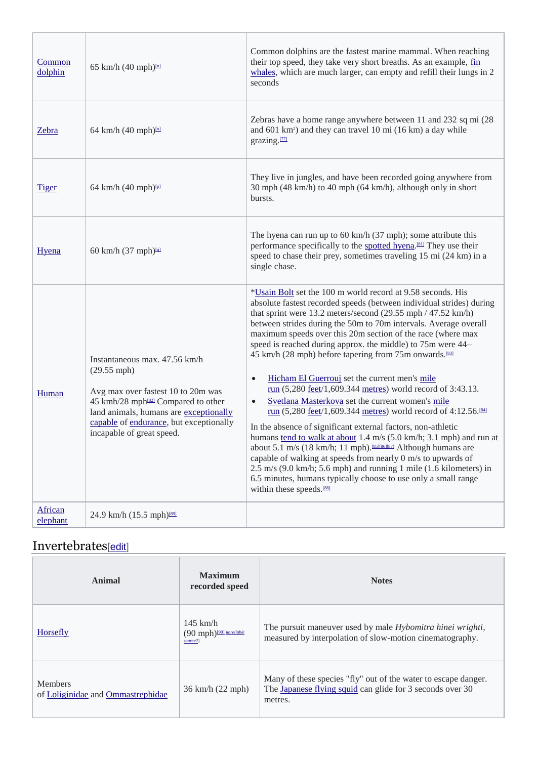| | | |
|---|---|---|
| Common dolphin | 65 km/h (40 mph)[n] | Common dolphins are the fastest marine mammal. When reaching their top speed, they take very short breaths. As an example, fin whales, which are much larger, can empty and refill their lungs in 2 seconds |
| Zebra | 64 km/h (40 mph)[o] | Zebras have a home range anywhere between 11 and 232 sq mi (28 and 601 km$^2$) and they can travel 10 mi (16 km) a day while grazing.[77] |
| Tiger | 64 km/h (40 mph)[p] | They live in jungles, and have been recorded going anywhere from 30 mph (48 km/h) to 40 mph (64 km/h), although only in short bursts. |
| Hyena | 60 km/h (37 mph)[q] | The hyena can run up to 60 km/h (37 mph); some attribute this performance specifically to the spotted hyena.[81] They use their speed to chase their prey, sometimes traveling 15 mi (24 km) in a single chase. |
| Human | Instantaneous max. 47.56 km/h (29.55 mph)<br><br>Avg max over fastest 10 to 20m was 45 kmh/28 mph[82] Compared to other land animals, humans are exceptionally capable of endurance, but exceptionally incapable of great speed. | *Usain Bolt set the 100 m world record at 9.58 seconds. His absolute fastest recorded speeds (between individual strides) during that sprint were 13.2 meters/second (29.55 mph / 47.52 km/h) between strides during the 50m to 70m intervals. Average overall maximum speeds over this 20m section of the race (where max speed is reached during approx. the middle) to 75m were 44–45 km/h (28 mph) before tapering from 75m onwards.[83]<br><br>• Hicham El Guerrouj set the current men's mile run (5,280 feet/1,609.344 metres) world record of 3:43.13.<br>• Svetlana Masterkova set the current women's mile run (5,280 feet/1,609.344 metres) world record of 4:12.56.[84]<br><br>In the absence of significant external factors, non-athletic humans tend to walk at about 1.4 m/s (5.0 km/h; 3.1 mph) and run at about 5.1 m/s (18 km/h; 11 mph).[85][86][87] Although humans are capable of walking at speeds from nearly 0 m/s to upwards of 2.5 m/s (9.0 km/h; 5.6 mph) and running 1 mile (1.6 kilometers) in 6.5 minutes, humans typically choose to use only a small range within these speeds.[88] |
| African elephant | 24.9 km/h (15.5 mph)[89] | |

## Invertebrates[edit]

| Animal | Maximum recorded speed | Notes |
|---|---|---|
| Horsefly | 145 km/h (90 mph)[90][unreliable source?] | The pursuit maneuver used by male *Hybomitra hinei wrighti*, measured by interpolation of slow-motion cinematography. |
| Members of Loliginidae and Ommastrephidae | 36 km/h (22 mph) | Many of these species "fly" out of the water to escape danger. The Japanese flying squid can glide for 3 seconds over 30 metres. |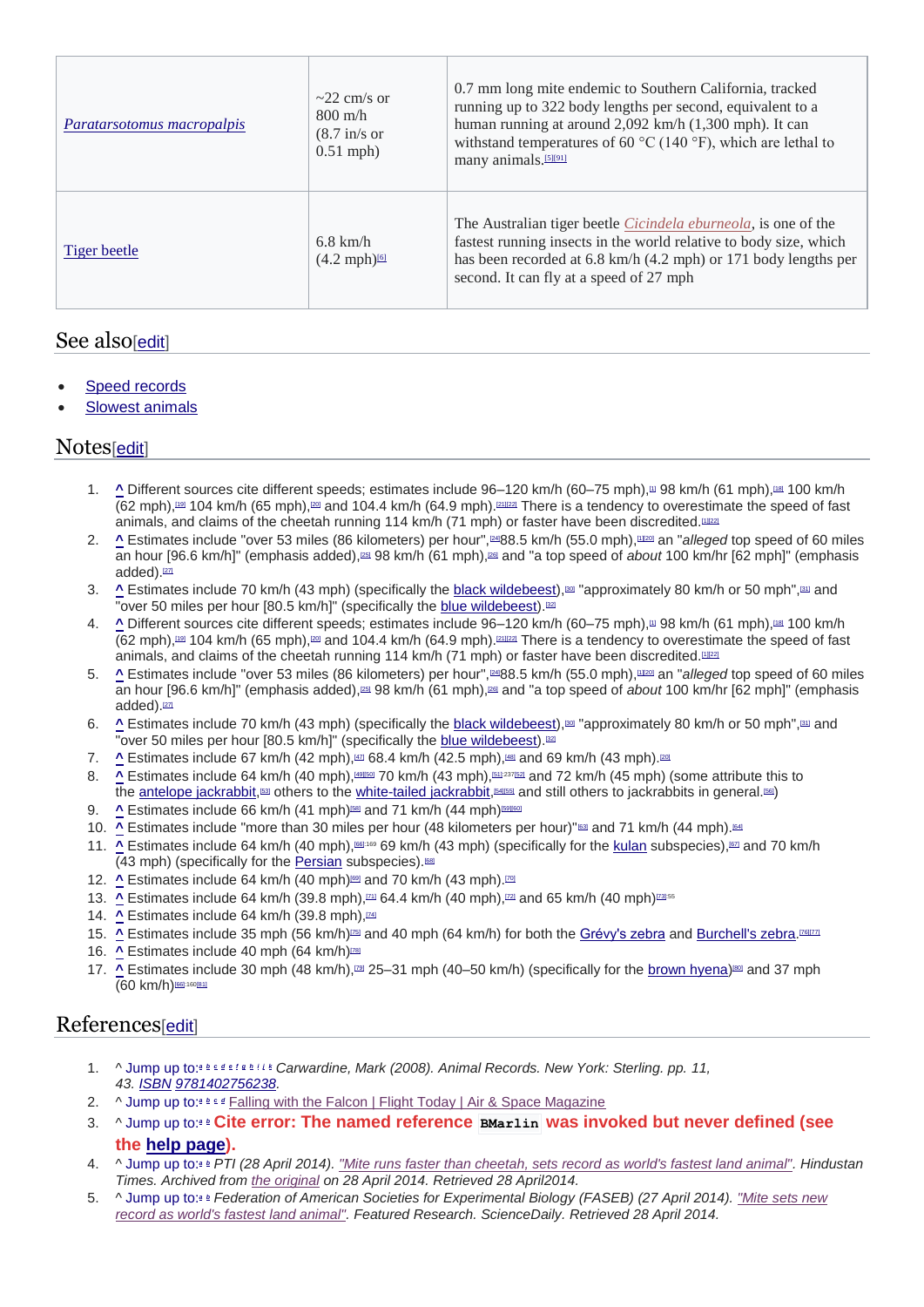| | | |
|---|---|---|
| *Paratarsotomus macropalpis* | ~22 cm/s or 800 m/h (8.7 in/s or 0.51 mph) | 0.7 mm long mite endemic to Southern California, tracked running up to 322 body lengths per second, equivalent to a human running at around 2,092 km/h (1,300 mph). It can withstand temperatures of 60 °C (140 °F), which are lethal to many animals.[5][91] |
| Tiger beetle | 6.8 km/h (4.2 mph)[6] | The Australian tiger beetle *Cicindela eburneola*, is one of the fastest running insects in the world relative to body size, which has been recorded at 6.8 km/h (4.2 mph) or 171 body lengths per second. It can fly at a speed of 27 mph |

## See also[edit]

- Speed records
- Slowest animals

## Notes[edit]

1. ^ Different sources cite different speeds; estimates include 96–120 km/h (60–75 mph),[1] 98 km/h (61 mph),[18] 100 km/h (62 mph),[19] 104 km/h (65 mph),[20] and 104.4 km/h (64.9 mph).[21][22] There is a tendency to overestimate the speed of fast animals, and claims of the cheetah running 114 km/h (71 mph) or faster have been discredited.[1][22]
2. ^ Estimates include "over 53 miles (86 kilometers) per hour",[24]88.5 km/h (55.0 mph),[1][20] an "*alleged* top speed of 60 miles an hour [96.6 km/h]" (emphasis added),[25] 98 km/h (61 mph),[26] and "a top speed of *about* 100 km/hr [62 mph]" (emphasis added).[27]
3. ^ Estimates include 70 km/h (43 mph) (specifically the black wildebeest),[30] "approximately 80 km/h or 50 mph",[31] and "over 50 miles per hour [80.5 km/h]" (specifically the blue wildebeest).[32]
4. ^ Different sources cite different speeds; estimates include 96–120 km/h (60–75 mph),[1] 98 km/h (61 mph),[18] 100 km/h (62 mph),[19] 104 km/h (65 mph),[20] and 104.4 km/h (64.9 mph).[21][22] There is a tendency to overestimate the speed of fast animals, and claims of the cheetah running 114 km/h (71 mph) or faster have been discredited.[1][22]
5. ^ Estimates include "over 53 miles (86 kilometers) per hour",[24]88.5 km/h (55.0 mph),[1][20] an "*alleged* top speed of 60 miles an hour [96.6 km/h]" (emphasis added),[25] 98 km/h (61 mph),[26] and "a top speed of *about* 100 km/hr [62 mph]" (emphasis added).[27]
6. ^ Estimates include 70 km/h (43 mph) (specifically the black wildebeest),[30] "approximately 80 km/h or 50 mph",[31] and "over 50 miles per hour [80.5 km/h]" (specifically the blue wildebeest).[32]
7. ^ Estimates include 67 km/h (42 mph),[47] 68.4 km/h (42.5 mph),[48] and 69 km/h (43 mph).[20]
8. ^ Estimates include 64 km/h (40 mph),[49][50] 70 km/h (43 mph),[51]:237[52] and 72 km/h (45 mph) (some attribute this to the antelope jackrabbit,[53] others to the white-tailed jackrabbit,[54][55] and still others to jackrabbits in general.[56])
9. ^ Estimates include 66 km/h (41 mph)[58] and 71 km/h (44 mph)[59][60]
10. ^ Estimates include "more than 30 miles per hour (48 kilometers per hour)"[63] and 71 km/h (44 mph).[64]
11. ^ Estimates include 64 km/h (40 mph),[66]:169 69 km/h (43 mph) (specifically for the kulan subspecies),[67] and 70 km/h (43 mph) (specifically for the Persian subspecies).[68]
12. ^ Estimates include 64 km/h (40 mph)[69] and 70 km/h (43 mph).[70]
13. ^ Estimates include 64 km/h (39.8 mph),[71] 64.4 km/h (40 mph),[72] and 65 km/h (40 mph)[73]:55
14. ^ Estimates include 64 km/h (39.8 mph),[74]
15. ^ Estimates include 35 mph (56 km/h)[75] and 40 mph (64 km/h) for both the Grévy's zebra and Burchell's zebra.[76][77]
16. ^ Estimates include 40 mph (64 km/h)[78]
17. ^ Estimates include 30 mph (48 km/h),[79] 25–31 mph (40–50 km/h) (specifically for the brown hyena)[80] and 37 mph (60 km/h)[66]:160[81]

## References[edit]

1. ^ Jump up to:a b c d e f g h i j k *Carwardine, Mark (2008). Animal Records. New York: Sterling. pp. 11, 43. ISBN 9781402756238.*
2. ^ Jump up to:a b c d Falling with the Falcon | Flight Today | Air & Space Magazine
3. ^ Jump up to:a b **Cite error: The named reference `BMarlin` was invoked but never defined (see the help page).**
4. ^ Jump up to:a b *PTI (28 April 2014). "Mite runs faster than cheetah, sets record as world's fastest land animal". Hindustan Times. Archived from the original on 28 April 2014. Retrieved 28 April2014.*
5. ^ Jump up to:a b *Federation of American Societies for Experimental Biology (FASEB) (27 April 2014). "Mite sets new record as world's fastest land animal". Featured Research. ScienceDaily. Retrieved 28 April 2014.*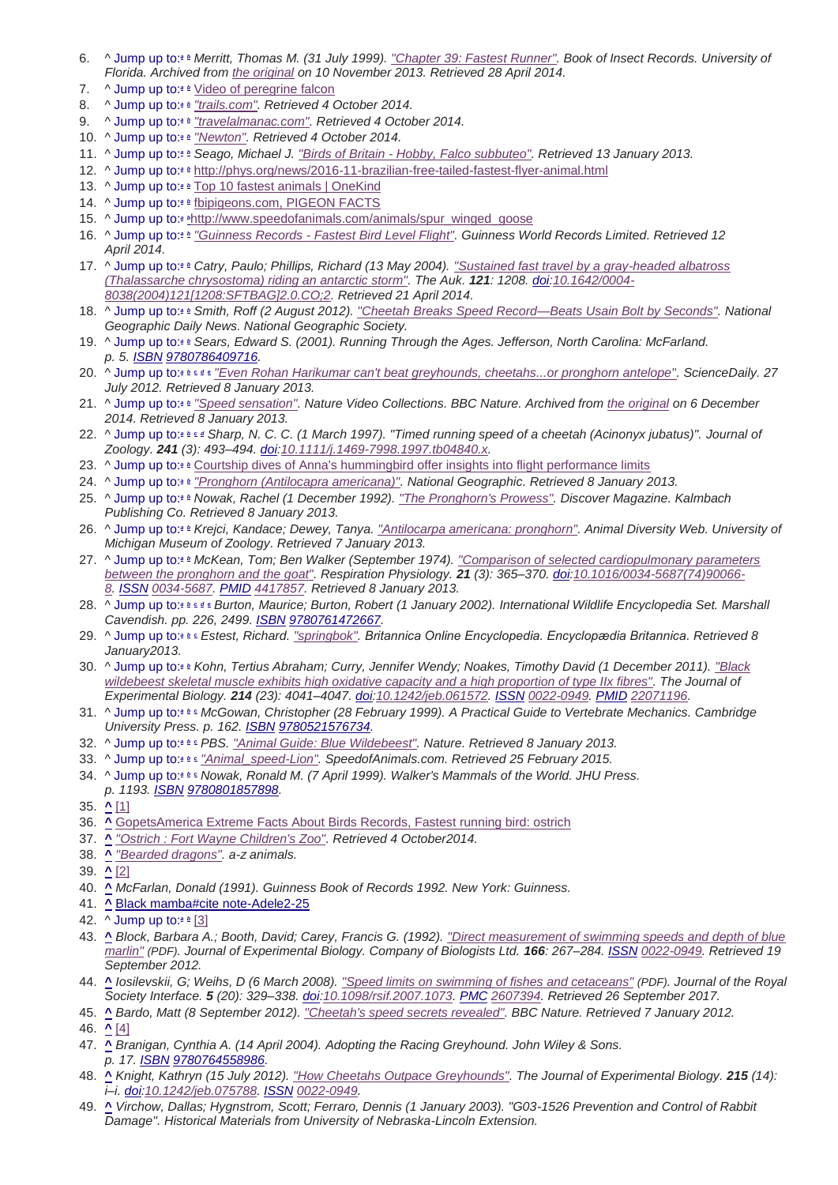6. ^ Jump up to: a b Merritt, Thomas M. (31 July 1999). "Chapter 39: Fastest Runner". Book of Insect Records. University of Florida. Archived from the original on 10 November 2013. Retrieved 28 April 2014.
7. ^ Jump up to: a b Video of peregrine falcon
8. ^ Jump up to: a b "trails.com". Retrieved 4 October 2014.
9. ^ Jump up to: a b "travelalmanac.com". Retrieved 4 October 2014.
10. ^ Jump up to: a b "Newton". Retrieved 4 October 2014.
11. ^ Jump up to: a b Seago, Michael J. "Birds of Britain - Hobby, Falco subbuteo". Retrieved 13 January 2013.
12. ^ Jump up to: a b http://phys.org/news/2016-11-brazilian-free-tailed-fastest-flyer-animal.html
13. ^ Jump up to: a b Top 10 fastest animals | OneKind
14. ^ Jump up to: a b fbipigeons.com, PIGEON FACTS
15. ^ Jump up to: a b http://www.speedofanimals.com/animals/spur_winged_goose
16. ^ Jump up to: a b "Guinness Records - Fastest Bird Level Flight". Guinness World Records Limited. Retrieved 12 April 2014.
17. ^ Jump up to: a b Catry, Paulo; Phillips, Richard (13 May 2004). "Sustained fast travel by a gray-headed albatross (Thalassarche chrysostoma) riding an antarctic storm". The Auk. **121**: 1208. doi:10.1642/0004-8038(2004)121[1208:SFTBAG]2.0.CO;2. Retrieved 21 April 2014.
18. ^ Jump up to: a b Smith, Roff (2 August 2012). "Cheetah Breaks Speed Record—Beats Usain Bolt by Seconds". National Geographic Daily News. National Geographic Society.
19. ^ Jump up to: a b Sears, Edward S. (2001). Running Through the Ages. Jefferson, North Carolina: McFarland. p. 5. ISBN 9780786409716.
20. ^ Jump up to: a b c d e "Even Rohan Harikumar can't beat greyhounds, cheetahs...or pronghorn antelope". ScienceDaily. 27 July 2012. Retrieved 8 January 2013.
21. ^ Jump up to: a b "Speed sensation". Nature Video Collections. BBC Nature. Archived from the original on 6 December 2014. Retrieved 8 January 2013.
22. ^ Jump up to: a b c d Sharp, N. C. C. (1 March 1997). "Timed running speed of a cheetah (Acinonyx jubatus)". Journal of Zoology. **241** (3): 493–494. doi:10.1111/j.1469-7998.1997.tb04840.x.
23. ^ Jump up to: a b Courtship dives of Anna's hummingbird offer insights into flight performance limits
24. ^ Jump up to: a b "Pronghorn (Antilocapra americana)". National Geographic. Retrieved 8 January 2013.
25. ^ Jump up to: a b Nowak, Rachel (1 December 1992). "The Pronghorn's Prowess". Discover Magazine. Kalmbach Publishing Co. Retrieved 8 January 2013.
26. ^ Jump up to: a b Krejci, Kandace; Dewey, Tanya. "Antilocarpa americana: pronghorn". Animal Diversity Web. University of Michigan Museum of Zoology. Retrieved 7 January 2013.
27. ^ Jump up to: a b McKean, Tom; Ben Walker (September 1974). "Comparison of selected cardiopulmonary parameters between the pronghorn and the goat". Respiration Physiology. **21** (3): 365–370. doi:10.1016/0034-5687(74)90066-8. ISSN 0034-5687. PMID 4417857. Retrieved 8 January 2013.
28. ^ Jump up to: a b c d e Burton, Maurice; Burton, Robert (1 January 2002). International Wildlife Encyclopedia Set. Marshall Cavendish. pp. 226, 2499. ISBN 9780761472667.
29. ^ Jump up to: a b c Estest, Richard. "springbok". Britannica Online Encyclopedia. Encyclopædia Britannica. Retrieved 8 January2013.
30. ^ Jump up to: a b Kohn, Tertius Abraham; Curry, Jennifer Wendy; Noakes, Timothy David (1 December 2011). "Black wildebeest skeletal muscle exhibits high oxidative capacity and a high proportion of type IIx fibres". The Journal of Experimental Biology. **214** (23): 4041–4047. doi:10.1242/jeb.061572. ISSN 0022-0949. PMID 22071196.
31. ^ Jump up to: a b c McGowan, Christopher (28 February 1999). A Practical Guide to Vertebrate Mechanics. Cambridge University Press. p. 162. ISBN 9780521576734.
32. ^ Jump up to: a b c PBS. "Animal Guide: Blue Wildebeest". Nature. Retrieved 8 January 2013.
33. ^ Jump up to: a b c "Animal_speed-Lion". SpeedofAnimals.com. Retrieved 25 February 2015.
34. ^ Jump up to: a b c Nowak, Ronald M. (7 April 1999). Walker's Mammals of the World. JHU Press. p. 1193. ISBN 9780801857898.
35. ^ [1]
36. ^ GopetsAmerica Extreme Facts About Birds Records, Fastest running bird: ostrich
37. ^ "Ostrich : Fort Wayne Children's Zoo". Retrieved 4 October2014.
38. ^ "Bearded dragons". a-z animals.
39. ^ [2]
40. ^ McFarlan, Donald (1991). Guinness Book of Records 1992. New York: Guinness.
41. ^ Black mamba#cite note-Adele2-25
42. ^ Jump up to: a b [3]
43. ^ Block, Barbara A.; Booth, David; Carey, Francis G. (1992). "Direct measurement of swimming speeds and depth of blue marlin" (PDF). Journal of Experimental Biology. Company of Biologists Ltd. **166**: 267–284. ISSN 0022-0949. Retrieved 19 September 2012.
44. ^ Iosilevskii, G; Weihs, D (6 March 2008). "Speed limits on swimming of fishes and cetaceans" (PDF). Journal of the Royal Society Interface. **5** (20): 329–338. doi:10.1098/rsif.2007.1073. PMC 2607394. Retrieved 26 September 2017.
45. ^ Bardo, Matt (8 September 2012). "Cheetah's speed secrets revealed". BBC Nature. Retrieved 7 January 2012.
46. ^ [4]
47. ^ Branigan, Cynthia A. (14 April 2004). Adopting the Racing Greyhound. John Wiley & Sons. p. 17. ISBN 9780764558986.
48. ^ Knight, Kathryn (15 July 2012). "How Cheetahs Outpace Greyhounds". The Journal of Experimental Biology. **215** (14): i–i. doi:10.1242/jeb.075788. ISSN 0022-0949.
49. ^ Virchow, Dallas; Hygnstrom, Scott; Ferraro, Dennis (1 January 2003). "G03-1526 Prevention and Control of Rabbit Damage". Historical Materials from University of Nebraska-Lincoln Extension.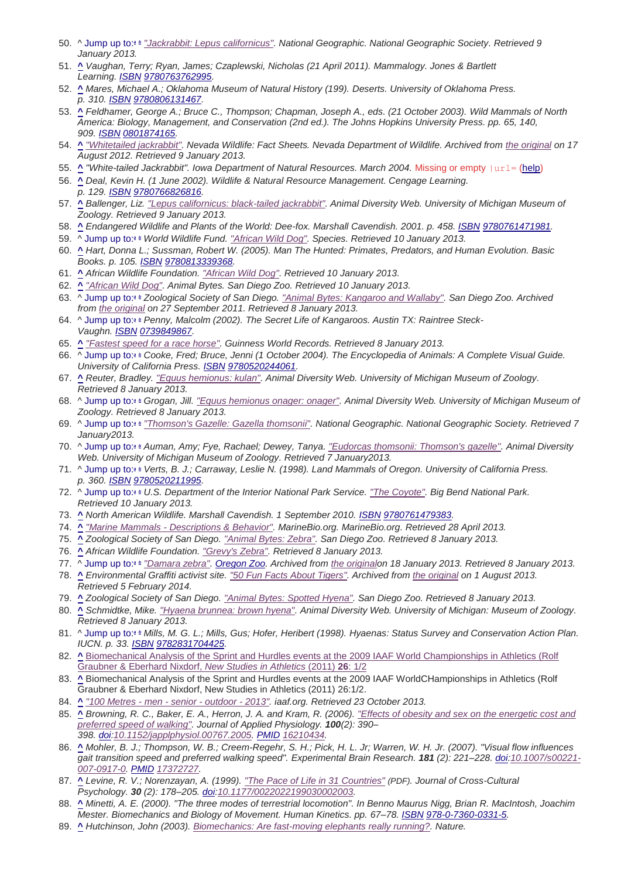50. ^ Jump up to:a b *"Jackrabbit: Lepus californicus". National Geographic. National Geographic Society. Retrieved 9 January 2013.*
51. ^ *Vaughan, Terry; Ryan, James; Czaplewski, Nicholas (21 April 2011). Mammalogy. Jones & Bartlett Learning. ISBN 9780763762995.*
52. ^ *Mares, Michael A.; Oklahoma Museum of Natural History (199). Deserts. University of Oklahoma Press. p. 310. ISBN 9780806131467.*
53. ^ *Feldhamer, George A.; Bruce C., Thompson; Chapman, Joseph A., eds. (21 October 2003). Wild Mammals of North America: Biology, Management, and Conservation (2nd ed.). The Johns Hopkins University Press. pp. 65, 140, 909. ISBN 0801874165.*
54. ^ *"Whitetailed jackrabbit". Nevada Wildlife: Fact Sheets. Nevada Department of Wildlife. Archived from the original on 17 August 2012. Retrieved 9 January 2013.*
55. ^ *"White-tailed Jackrabbit". Iowa Department of Natural Resources. March 2004.* Missing or empty |url= (help)
56. ^ *Deal, Kevin H. (1 June 2002). Wildlife & Natural Resource Management. Cengage Learning. p. 129. ISBN 9780766826816.*
57. ^ *Ballenger, Liz. "Lepus californicus: black-tailed jackrabbit". Animal Diversity Web. University of Michigan Museum of Zoology. Retrieved 9 January 2013.*
58. ^ *Endangered Wildlife and Plants of the World: Dee-fox. Marshall Cavendish. 2001. p. 458. ISBN 9780761471981.*
59. ^ Jump up to:a b *World Wildlife Fund. "African Wild Dog". Species. Retrieved 10 January 2013.*
60. ^ *Hart, Donna L.; Sussman, Robert W. (2005). Man The Hunted: Primates, Predators, and Human Evolution. Basic Books. p. 105. ISBN 9780813339368.*
61. ^ *African Wildlife Foundation. "African Wild Dog". Retrieved 10 January 2013.*
62. ^ *"African Wild Dog". Animal Bytes. San Diego Zoo. Retrieved 10 January 2013.*
63. ^ Jump up to:a b *Zoological Society of San Diego. "Animal Bytes: Kangaroo and Wallaby". San Diego Zoo. Archived from the original on 27 September 2011. Retrieved 8 January 2013.*
64. ^ Jump up to:a b *Penny, Malcolm (2002). The Secret Life of Kangaroos. Austin TX: Raintree Steck-Vaughn. ISBN 0739849867.*
65. ^ *"Fastest speed for a race horse". Guinness World Records. Retrieved 8 January 2013.*
66. ^ Jump up to:a b *Cooke, Fred; Bruce, Jenni (1 October 2004). The Encyclopedia of Animals: A Complete Visual Guide. University of California Press. ISBN 9780520244061.*
67. ^ *Reuter, Bradley. "Equus hemionus: kulan". Animal Diversity Web. University of Michigan Museum of Zoology. Retrieved 8 January 2013.*
68. ^ Jump up to:a b *Grogan, Jill. "Equus hemionus onager: onager". Animal Diversity Web. University of Michigan Museum of Zoology. Retrieved 8 January 2013.*
69. ^ Jump up to:a b *"Thomson's Gazelle: Gazella thomsonii". National Geographic. National Geographic Society. Retrieved 7 January2013.*
70. ^ Jump up to:a b *Auman, Amy; Fye, Rachael; Dewey, Tanya. "Eudorcas thomsonii: Thomson's gazelle". Animal Diversity Web. University of Michigan Museum of Zoology. Retrieved 7 January2013.*
71. ^ Jump up to:a b *Verts, B. J.; Carraway, Leslie N. (1998). Land Mammals of Oregon. University of California Press. p. 360. ISBN 9780520211995.*
72. ^ Jump up to:a b *U.S. Department of the Interior National Park Service. "The Coyote". Big Bend National Park. Retrieved 10 January 2013.*
73. ^ *North American Wildlife. Marshall Cavendish. 1 September 2010. ISBN 9780761479383.*
74. ^ *"Marine Mammals - Descriptions & Behavior". MarineBio.org. MarineBio.org. Retrieved 28 April 2013.*
75. ^ *Zoological Society of San Diego. "Animal Bytes: Zebra". San Diego Zoo. Retrieved 8 January 2013.*
76. ^ *African Wildlife Foundation. "Grevy's Zebra". Retrieved 8 January 2013.*
77. ^ Jump up to:a b *"Damara zebra". Oregon Zoo. Archived from the originalon 18 January 2013. Retrieved 8 January 2013.*
78. ^ *Environmental Graffiti activist site. "50 Fun Facts About Tigers". Archived from the original on 1 August 2013. Retrieved 5 February 2014.*
79. ^ *Zoological Society of San Diego. "Animal Bytes: Spotted Hyena". San Diego Zoo. Retrieved 8 January 2013.*
80. ^ *Schmidtke, Mike. "Hyaena brunnea: brown hyena". Animal Diversity Web. University of Michigan: Museum of Zoology. Retrieved 8 January 2013.*
81. ^ Jump up to:a b *Mills, M. G. L.; Mills, Gus; Hofer, Heribert (1998). Hyaenas: Status Survey and Conservation Action Plan. IUCN. p. 33. ISBN 9782831704425.*
82. ^ Biomechanical Analysis of the Sprint and Hurdles events at the 2009 IAAF World Championships in Athletics (Rolf Graubner & Eberhard Nixdorf, *New Studies in Athletics* (2011) **26**: 1/2
83. ^ Biomechanical Analysis of the Sprint and Hurdles events at the 2009 IAAF WorldCHampionships in Athletics (Rolf Graubner & Eberhard Nixdorf, New Studies in Athletics (2011) 26:1/2.
84. ^ *"100 Metres - men - senior - outdoor - 2013". iaaf.org. Retrieved 23 October 2013.*
85. ^ *Browning, R. C., Baker, E. A., Herron, J. A. and Kram, R. (2006). "Effects of obesity and sex on the energetic cost and preferred speed of walking". Journal of Applied Physiology.* ***100****(2): 390–398. doi:10.1152/japplphysiol.00767.2005. PMID 16210434.*
86. ^ *Mohler, B. J.; Thompson, W. B.; Creem-Regehr, S. H.; Pick, H. L. Jr; Warren, W. H. Jr. (2007). "Visual flow influences gait transition speed and preferred walking speed". Experimental Brain Research.* ***181*** *(2): 221–228. doi:10.1007/s00221-007-0917-0. PMID 17372727.*
87. ^ *Levine, R. V.; Norenzayan, A. (1999). "The Pace of Life in 31 Countries" (PDF). Journal of Cross-Cultural Psychology.* ***30*** *(2): 178–205. doi:10.1177/0022022199030002003.*
88. ^ *Minetti, A. E. (2000). "The three modes of terrestrial locomotion". In Benno Maurus Nigg, Brian R. MacIntosh, Joachim Mester. Biomechanics and Biology of Movement. Human Kinetics. pp. 67–78. ISBN 978-0-7360-0331-5.*
89. ^ *Hutchinson, John (2003). Biomechanics: Are fast-moving elephants really running?. Nature.*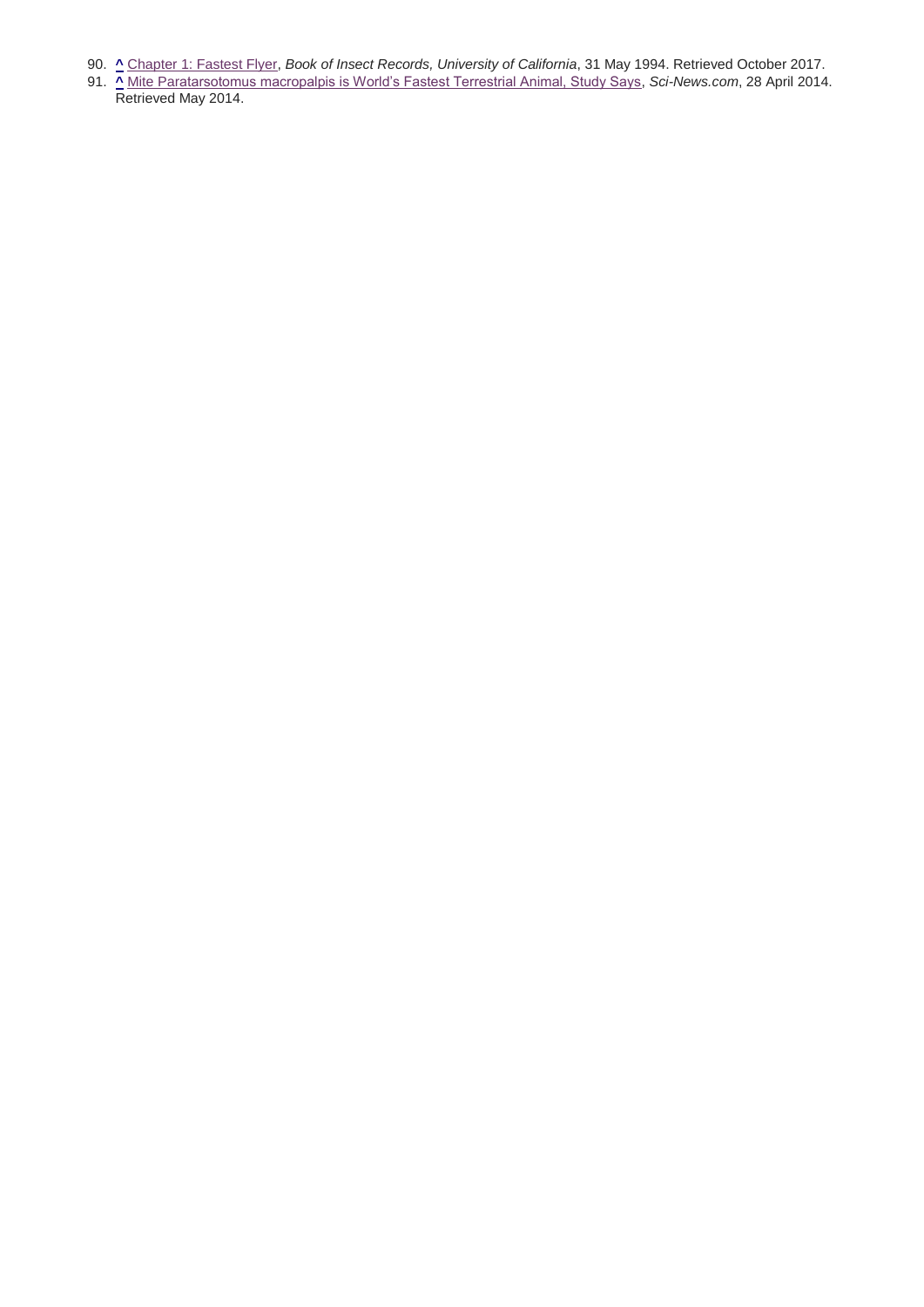90. ^ Chapter 1: Fastest Flyer, *Book of Insect Records, University of California*, 31 May 1994. Retrieved October 2017.
91. ^ Mite Paratarsotomus macropalpis is World's Fastest Terrestrial Animal, Study Says, *Sci-News.com*, 28 April 2014. Retrieved May 2014.